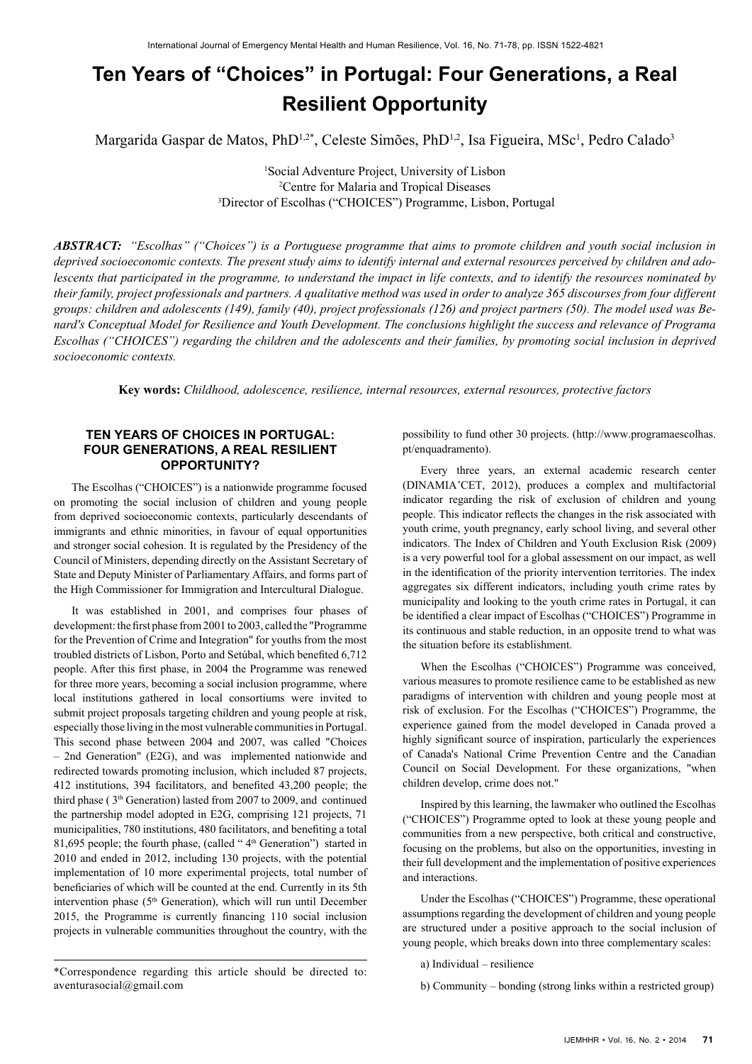# Ten Years of "Choices" in Portugal: Four Generations, a Real Resilient Opportunity

Margarida Gaspar de Matos, PhD[1,2*], Celeste Simões, PhD[1,2], Isa Figueira, MSc[1], Pedro Calado[3]

[1]Social Adventure Project, University of Lisbon
[2]Centre for Malaria and Tropical Diseases
[3]Director of Escolhas ("CHOICES") Programme, Lisbon, Portugal

***ABSTRACT:*** *"Escolhas" ("Choices") is a Portuguese programme that aims to promote children and youth social inclusion in deprived socioeconomic contexts. The present study aims to identify internal and external resources perceived by children and adolescents that participated in the programme, to understand the impact in life contexts, and to identify the resources nominated by their family, project professionals and partners. A qualitative method was used in order to analyze 365 discourses from four different groups: children and adolescents (149), family (40), project professionals (126) and project partners (50). The model used was Benard's Conceptual Model for Resilience and Youth Development. The conclusions highlight the success and relevance of Programa Escolhas ("CHOICES") regarding the children and the adolescents and their families, by promoting social inclusion in deprived socioeconomic contexts.*

**Key words:** *Childhood, adolescence, resilience, internal resources, external resources, protective factors*

## TEN YEARS OF CHOICES IN PORTUGAL: FOUR GENERATIONS, A REAL RESILIENT OPPORTUNITY?

The Escolhas ("CHOICES") is a nationwide programme focused on promoting the social inclusion of children and young people from deprived socioeconomic contexts, particularly descendants of immigrants and ethnic minorities, in favour of equal opportunities and stronger social cohesion. It is regulated by the Presidency of the Council of Ministers, depending directly on the Assistant Secretary of State and Deputy Minister of Parliamentary Affairs, and forms part of the High Commissioner for Immigration and Intercultural Dialogue.

It was established in 2001, and comprises four phases of development: the first phase from 2001 to 2003, called the "Programme for the Prevention of Crime and Integration" for youths from the most troubled districts of Lisbon, Porto and Setúbal, which benefited 6,712 people. After this first phase, in 2004 the Programme was renewed for three more years, becoming a social inclusion programme, where local institutions gathered in local consortiums were invited to submit project proposals targeting children and young people at risk, especially those living in the most vulnerable communities in Portugal. This second phase between 2004 and 2007, was called "Choices – 2nd Generation" (E2G), and was implemented nationwide and redirected towards promoting inclusion, which included 87 projects, 412 institutions, 394 facilitators, and benefited 43,200 people; the third phase ( 3th Generation) lasted from 2007 to 2009, and continued the partnership model adopted in E2G, comprising 121 projects, 71 municipalities, 780 institutions, 480 facilitators, and benefiting a total 81,695 people; the fourth phase, (called " 4th Generation") started in 2010 and ended in 2012, including 130 projects, with the potential implementation of 10 more experimental projects, total number of beneficiaries of which will be counted at the end. Currently in its 5th intervention phase (5th Generation), which will run until December 2015, the Programme is currently financing 110 social inclusion projects in vulnerable communities throughout the country, with the possibility to fund other 30 projects. (http://www.programaescolhas.pt/enquadramento).

Every three years, an external academic research center (DINAMIA'CET, 2012), produces a complex and multifactorial indicator regarding the risk of exclusion of children and young people. This indicator reflects the changes in the risk associated with youth crime, youth pregnancy, early school living, and several other indicators. The Index of Children and Youth Exclusion Risk (2009) is a very powerful tool for a global assessment on our impact, as well in the identification of the priority intervention territories. The index aggregates six different indicators, including youth crime rates by municipality and looking to the youth crime rates in Portugal, it can be identified a clear impact of Escolhas ("CHOICES") Programme in its continuous and stable reduction, in an opposite trend to what was the situation before its establishment.

When the Escolhas ("CHOICES") Programme was conceived, various measures to promote resilience came to be established as new paradigms of intervention with children and young people most at risk of exclusion. For the Escolhas ("CHOICES") Programme, the experience gained from the model developed in Canada proved a highly significant source of inspiration, particularly the experiences of Canada's National Crime Prevention Centre and the Canadian Council on Social Development. For these organizations, "when children develop, crime does not."

Inspired by this learning, the lawmaker who outlined the Escolhas ("CHOICES") Programme opted to look at these young people and communities from a new perspective, both critical and constructive, focusing on the problems, but also on the opportunities, investing in their full development and the implementation of positive experiences and interactions.

Under the Escolhas ("CHOICES") Programme, these operational assumptions regarding the development of children and young people are structured under a positive approach to the social inclusion of young people, which breaks down into three complementary scales:

a) Individual – resilience

b) Community – bonding (strong links within a restricted group)

*Correspondence regarding this article should be directed to: aventurasocial@gmail.com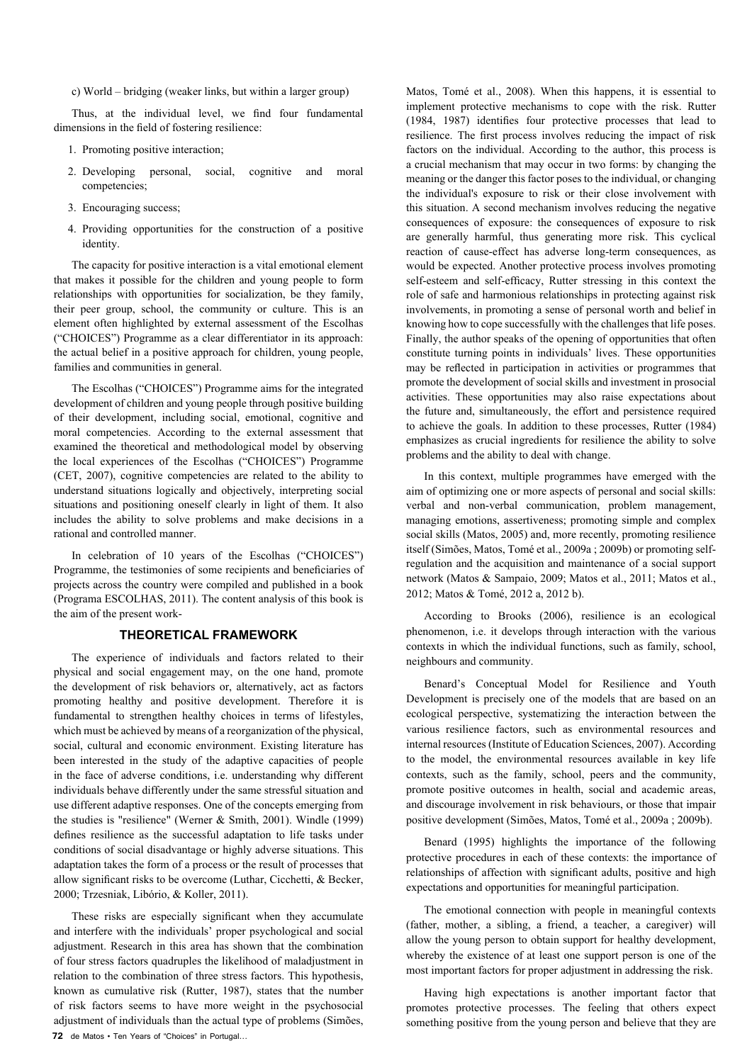c) World – bridging (weaker links, but within a larger group)

Thus, at the individual level, we find four fundamental dimensions in the field of fostering resilience:

1. Promoting positive interaction;
2. Developing personal, social, cognitive and moral competencies;
3. Encouraging success;
4. Providing opportunities for the construction of a positive identity.

The capacity for positive interaction is a vital emotional element that makes it possible for the children and young people to form relationships with opportunities for socialization, be they family, their peer group, school, the community or culture. This is an element often highlighted by external assessment of the Escolhas ("CHOICES") Programme as a clear differentiator in its approach: the actual belief in a positive approach for children, young people, families and communities in general.

The Escolhas ("CHOICES") Programme aims for the integrated development of children and young people through positive building of their development, including social, emotional, cognitive and moral competencies. According to the external assessment that examined the theoretical and methodological model by observing the local experiences of the Escolhas ("CHOICES") Programme (CET, 2007), cognitive competencies are related to the ability to understand situations logically and objectively, interpreting social situations and positioning oneself clearly in light of them. It also includes the ability to solve problems and make decisions in a rational and controlled manner.

In celebration of 10 years of the Escolhas ("CHOICES") Programme, the testimonies of some recipients and beneficiaries of projects across the country were compiled and published in a book (Programa ESCOLHAS, 2011). The content analysis of this book is the aim of the present work-

## THEORETICAL FRAMEWORK

The experience of individuals and factors related to their physical and social engagement may, on the one hand, promote the development of risk behaviors or, alternatively, act as factors promoting healthy and positive development. Therefore it is fundamental to strengthen healthy choices in terms of lifestyles, which must be achieved by means of a reorganization of the physical, social, cultural and economic environment. Existing literature has been interested in the study of the adaptive capacities of people in the face of adverse conditions, i.e. understanding why different individuals behave differently under the same stressful situation and use different adaptive responses. One of the concepts emerging from the studies is "resilience" (Werner & Smith, 2001). Windle (1999) defines resilience as the successful adaptation to life tasks under conditions of social disadvantage or highly adverse situations. This adaptation takes the form of a process or the result of processes that allow significant risks to be overcome (Luthar, Cicchetti, & Becker, 2000; Trzesniak, Libório, & Koller, 2011).

These risks are especially significant when they accumulate and interfere with the individuals' proper psychological and social adjustment. Research in this area has shown that the combination of four stress factors quadruples the likelihood of maladjustment in relation to the combination of three stress factors. This hypothesis, known as cumulative risk (Rutter, 1987), states that the number of risk factors seems to have more weight in the psychosocial adjustment of individuals than the actual type of problems (Simões, Matos, Tomé et al., 2008). When this happens, it is essential to implement protective mechanisms to cope with the risk. Rutter (1984, 1987) identifies four protective processes that lead to resilience. The first process involves reducing the impact of risk factors on the individual. According to the author, this process is a crucial mechanism that may occur in two forms: by changing the meaning or the danger this factor poses to the individual, or changing the individual's exposure to risk or their close involvement with this situation. A second mechanism involves reducing the negative consequences of exposure: the consequences of exposure to risk are generally harmful, thus generating more risk. This cyclical reaction of cause-effect has adverse long-term consequences, as would be expected. Another protective process involves promoting self-esteem and self-efficacy, Rutter stressing in this context the role of safe and harmonious relationships in protecting against risk involvements, in promoting a sense of personal worth and belief in knowing how to cope successfully with the challenges that life poses. Finally, the author speaks of the opening of opportunities that often constitute turning points in individuals' lives. These opportunities may be reflected in participation in activities or programmes that promote the development of social skills and investment in prosocial activities. These opportunities may also raise expectations about the future and, simultaneously, the effort and persistence required to achieve the goals. In addition to these processes, Rutter (1984) emphasizes as crucial ingredients for resilience the ability to solve problems and the ability to deal with change.

In this context, multiple programmes have emerged with the aim of optimizing one or more aspects of personal and social skills: verbal and non-verbal communication, problem management, managing emotions, assertiveness; promoting simple and complex social skills (Matos, 2005) and, more recently, promoting resilience itself (Simões, Matos, Tomé et al., 2009a ; 2009b) or promoting self-regulation and the acquisition and maintenance of a social support network (Matos & Sampaio, 2009; Matos et al., 2011; Matos et al., 2012; Matos & Tomé, 2012 a, 2012 b).

According to Brooks (2006), resilience is an ecological phenomenon, i.e. it develops through interaction with the various contexts in which the individual functions, such as family, school, neighbours and community.

Benard's Conceptual Model for Resilience and Youth Development is precisely one of the models that are based on an ecological perspective, systematizing the interaction between the various resilience factors, such as environmental resources and internal resources (Institute of Education Sciences, 2007). According to the model, the environmental resources available in key life contexts, such as the family, school, peers and the community, promote positive outcomes in health, social and academic areas, and discourage involvement in risk behaviours, or those that impair positive development (Simões, Matos, Tomé et al., 2009a ; 2009b).

Benard (1995) highlights the importance of the following protective procedures in each of these contexts: the importance of relationships of affection with significant adults, positive and high expectations and opportunities for meaningful participation.

The emotional connection with people in meaningful contexts (father, mother, a sibling, a friend, a teacher, a caregiver) will allow the young person to obtain support for healthy development, whereby the existence of at least one support person is one of the most important factors for proper adjustment in addressing the risk.

Having high expectations is another important factor that promotes protective processes. The feeling that others expect something positive from the young person and believe that they are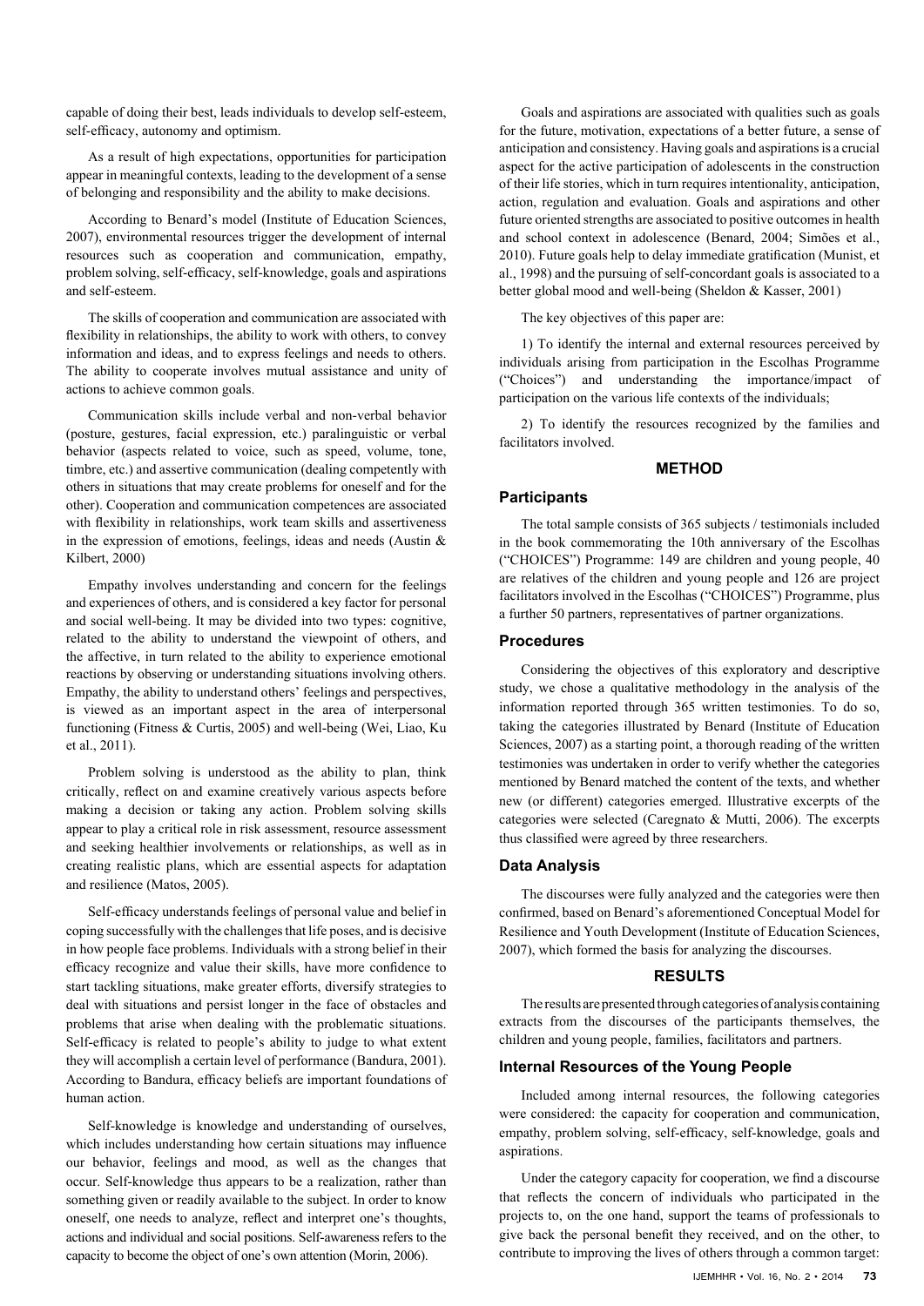capable of doing their best, leads individuals to develop self-esteem, self-efficacy, autonomy and optimism.

As a result of high expectations, opportunities for participation appear in meaningful contexts, leading to the development of a sense of belonging and responsibility and the ability to make decisions.

According to Benard's model (Institute of Education Sciences, 2007), environmental resources trigger the development of internal resources such as cooperation and communication, empathy, problem solving, self-efficacy, self-knowledge, goals and aspirations and self-esteem.

The skills of cooperation and communication are associated with flexibility in relationships, the ability to work with others, to convey information and ideas, and to express feelings and needs to others. The ability to cooperate involves mutual assistance and unity of actions to achieve common goals.

Communication skills include verbal and non-verbal behavior (posture, gestures, facial expression, etc.) paralinguistic or verbal behavior (aspects related to voice, such as speed, volume, tone, timbre, etc.) and assertive communication (dealing competently with others in situations that may create problems for oneself and for the other). Cooperation and communication competences are associated with flexibility in relationships, work team skills and assertiveness in the expression of emotions, feelings, ideas and needs (Austin & Kilbert, 2000)

Empathy involves understanding and concern for the feelings and experiences of others, and is considered a key factor for personal and social well-being. It may be divided into two types: cognitive, related to the ability to understand the viewpoint of others, and the affective, in turn related to the ability to experience emotional reactions by observing or understanding situations involving others. Empathy, the ability to understand others' feelings and perspectives, is viewed as an important aspect in the area of interpersonal functioning (Fitness & Curtis, 2005) and well-being (Wei, Liao, Ku et al., 2011).

Problem solving is understood as the ability to plan, think critically, reflect on and examine creatively various aspects before making a decision or taking any action. Problem solving skills appear to play a critical role in risk assessment, resource assessment and seeking healthier involvements or relationships, as well as in creating realistic plans, which are essential aspects for adaptation and resilience (Matos, 2005).

Self-efficacy understands feelings of personal value and belief in coping successfully with the challenges that life poses, and is decisive in how people face problems. Individuals with a strong belief in their efficacy recognize and value their skills, have more confidence to start tackling situations, make greater efforts, diversify strategies to deal with situations and persist longer in the face of obstacles and problems that arise when dealing with the problematic situations. Self-efficacy is related to people's ability to judge to what extent they will accomplish a certain level of performance (Bandura, 2001). According to Bandura, efficacy beliefs are important foundations of human action.

Self-knowledge is knowledge and understanding of ourselves, which includes understanding how certain situations may influence our behavior, feelings and mood, as well as the changes that occur. Self-knowledge thus appears to be a realization, rather than something given or readily available to the subject. In order to know oneself, one needs to analyze, reflect and interpret one's thoughts, actions and individual and social positions. Self-awareness refers to the capacity to become the object of one's own attention (Morin, 2006).

Goals and aspirations are associated with qualities such as goals for the future, motivation, expectations of a better future, a sense of anticipation and consistency. Having goals and aspirations is a crucial aspect for the active participation of adolescents in the construction of their life stories, which in turn requires intentionality, anticipation, action, regulation and evaluation. Goals and aspirations and other future oriented strengths are associated to positive outcomes in health and school context in adolescence (Benard, 2004; Simões et al., 2010). Future goals help to delay immediate gratification (Munist, et al., 1998) and the pursuing of self-concordant goals is associated to a better global mood and well-being (Sheldon & Kasser, 2001)

The key objectives of this paper are:

1) To identify the internal and external resources perceived by individuals arising from participation in the Escolhas Programme ("Choices") and understanding the importance/impact of participation on the various life contexts of the individuals;

2) To identify the resources recognized by the families and facilitators involved.

## METHOD

### Participants

The total sample consists of 365 subjects / testimonials included in the book commemorating the 10th anniversary of the Escolhas ("CHOICES") Programme: 149 are children and young people, 40 are relatives of the children and young people and 126 are project facilitators involved in the Escolhas ("CHOICES") Programme, plus a further 50 partners, representatives of partner organizations.

### Procedures

Considering the objectives of this exploratory and descriptive study, we chose a qualitative methodology in the analysis of the information reported through 365 written testimonies. To do so, taking the categories illustrated by Benard (Institute of Education Sciences, 2007) as a starting point, a thorough reading of the written testimonies was undertaken in order to verify whether the categories mentioned by Benard matched the content of the texts, and whether new (or different) categories emerged. Illustrative excerpts of the categories were selected (Caregnato & Mutti, 2006). The excerpts thus classified were agreed by three researchers.

### Data Analysis

The discourses were fully analyzed and the categories were then confirmed, based on Benard's aforementioned Conceptual Model for Resilience and Youth Development (Institute of Education Sciences, 2007), which formed the basis for analyzing the discourses.

## RESULTS

The results are presented through categories of analysis containing extracts from the discourses of the participants themselves, the children and young people, families, facilitators and partners.

### Internal Resources of the Young People

Included among internal resources, the following categories were considered: the capacity for cooperation and communication, empathy, problem solving, self-efficacy, self-knowledge, goals and aspirations.

Under the category capacity for cooperation, we find a discourse that reflects the concern of individuals who participated in the projects to, on the one hand, support the teams of professionals to give back the personal benefit they received, and on the other, to contribute to improving the lives of others through a common target: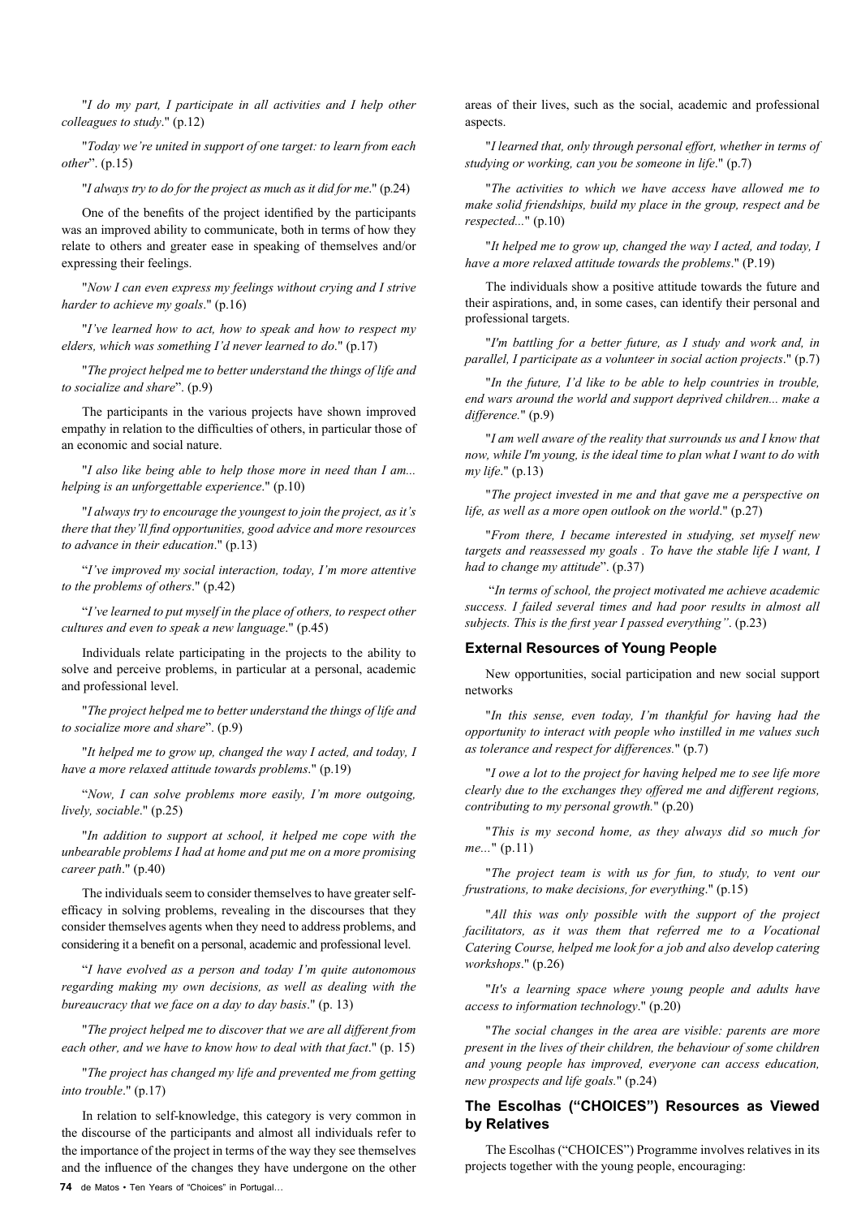"*I do my part, I participate in all activities and I help other colleagues to study*." (p.12)

"*Today we're united in support of one target: to learn from each other*". (p.15)

"*I always try to do for the project as much as it did for me*." (p.24)

One of the benefits of the project identified by the participants was an improved ability to communicate, both in terms of how they relate to others and greater ease in speaking of themselves and/or expressing their feelings.

"*Now I can even express my feelings without crying and I strive harder to achieve my goals*." (p.16)

"*I've learned how to act, how to speak and how to respect my elders, which was something I'd never learned to do*." (p.17)

"*The project helped me to better understand the things of life and to socialize and share*". (p.9)

The participants in the various projects have shown improved empathy in relation to the difficulties of others, in particular those of an economic and social nature.

"*I also like being able to help those more in need than I am... helping is an unforgettable experience*." (p.10)

"*I always try to encourage the youngest to join the project, as it's there that they'll find opportunities, good advice and more resources to advance in their education*." (p.13)

"*I've improved my social interaction, today, I'm more attentive to the problems of others*." (p.42)

"*I've learned to put myself in the place of others, to respect other cultures and even to speak a new language*." (p.45)

Individuals relate participating in the projects to the ability to solve and perceive problems, in particular at a personal, academic and professional level.

"*The project helped me to better understand the things of life and to socialize more and share*". (p.9)

"*It helped me to grow up, changed the way I acted, and today, I have a more relaxed attitude towards problems*." (p.19)

"*Now, I can solve problems more easily, I'm more outgoing, lively, sociable*." (p.25)

"*In addition to support at school, it helped me cope with the unbearable problems I had at home and put me on a more promising career path*." (p.40)

The individuals seem to consider themselves to have greater self-efficacy in solving problems, revealing in the discourses that they consider themselves agents when they need to address problems, and considering it a benefit on a personal, academic and professional level.

"*I have evolved as a person and today I'm quite autonomous regarding making my own decisions, as well as dealing with the bureaucracy that we face on a day to day basis*." (p. 13)

"*The project helped me to discover that we are all different from each other, and we have to know how to deal with that fact*." (p. 15)

"*The project has changed my life and prevented me from getting into trouble*." (p.17)

In relation to self-knowledge, this category is very common in the discourse of the participants and almost all individuals refer to the importance of the project in terms of the way they see themselves and the influence of the changes they have undergone on the other areas of their lives, such as the social, academic and professional aspects.

"*I learned that, only through personal effort, whether in terms of studying or working, can you be someone in life*." (p.7)

"*The activities to which we have access have allowed me to make solid friendships, build my place in the group, respect and be respected...*" (p.10)

"*It helped me to grow up, changed the way I acted, and today, I have a more relaxed attitude towards the problems*." (P.19)

The individuals show a positive attitude towards the future and their aspirations, and, in some cases, can identify their personal and professional targets.

"*I'm battling for a better future, as I study and work and, in parallel, I participate as a volunteer in social action projects*." (p.7)

"*In the future, I'd like to be able to help countries in trouble, end wars around the world and support deprived children... make a difference.*" (p.9)

"*I am well aware of the reality that surrounds us and I know that now, while I'm young, is the ideal time to plan what I want to do with my life*." (p.13)

"*The project invested in me and that gave me a perspective on life, as well as a more open outlook on the world*." (p.27)

"*From there, I became interested in studying, set myself new targets and reassessed my goals . To have the stable life I want, I had to change my attitude*". (p.37)

"*In terms of school, the project motivated me achieve academic success. I failed several times and had poor results in almost all subjects. This is the first year I passed everything*". (p.23)

### External Resources of Young People

New opportunities, social participation and new social support networks

"*In this sense, even today, I'm thankful for having had the opportunity to interact with people who instilled in me values such as tolerance and respect for differences.*" (p.7)

"*I owe a lot to the project for having helped me to see life more clearly due to the exchanges they offered me and different regions, contributing to my personal growth.*" (p.20)

"*This is my second home, as they always did so much for me...*" (p.11)

"*The project team is with us for fun, to study, to vent our frustrations, to make decisions, for everything*." (p.15)

"*All this was only possible with the support of the project facilitators, as it was them that referred me to a Vocational Catering Course, helped me look for a job and also develop catering workshops*." (p.26)

"*It's a learning space where young people and adults have access to information technology*." (p.20)

"*The social changes in the area are visible: parents are more present in the lives of their children, the behaviour of some children and young people has improved, everyone can access education, new prospects and life goals.*" (p.24)

### The Escolhas ("CHOICES") Resources as Viewed by Relatives

The Escolhas ("CHOICES") Programme involves relatives in its projects together with the young people, encouraging: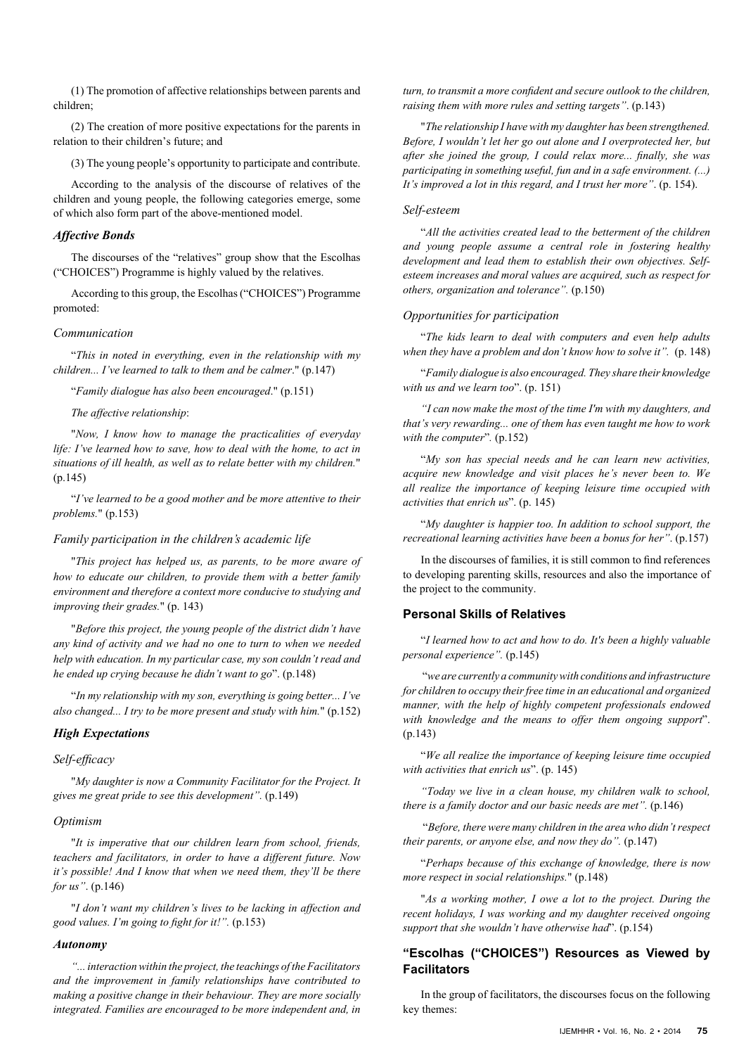(1) The promotion of affective relationships between parents and children;

(2) The creation of more positive expectations for the parents in relation to their children's future; and

(3) The young people's opportunity to participate and contribute.

According to the analysis of the discourse of relatives of the children and young people, the following categories emerge, some of which also form part of the above-mentioned model.

### *Affective Bonds*

The discourses of the "relatives" group show that the Escolhas ("CHOICES") Programme is highly valued by the relatives.

According to this group, the Escolhas ("CHOICES") Programme promoted:

#### *Communication*

"*This in noted in everything, even in the relationship with my children... I've learned to talk to them and be calmer*." (p.147)

"*Family dialogue has also been encouraged*." (p.151)

*The affective relationship*:

"*Now, I know how to manage the practicalities of everyday life: I've learned how to save, how to deal with the home, to act in situations of ill health, as well as to relate better with my children.*" (p.145)

"*I've learned to be a good mother and be more attentive to their problems.*" (p.153)

#### *Family participation in the children's academic life*

"*This project has helped us, as parents, to be more aware of how to educate our children, to provide them with a better family environment and therefore a context more conducive to studying and improving their grades.*" (p. 143)

"*Before this project, the young people of the district didn't have any kind of activity and we had no one to turn to when we needed help with education. In my particular case, my son couldn't read and he ended up crying because he didn't want to go*". (p.148)

"*In my relationship with my son, everything is going better... I've also changed... I try to be more present and study with him.*" (p.152)

### *High Expectations*

#### *Self-efficacy*

"*My daughter is now a Community Facilitator for the Project. It gives me great pride to see this development".* (p.149)

#### *Optimism*

"*It is imperative that our children learn from school, friends, teachers and facilitators, in order to have a different future. Now it's possible! And I know that when we need them, they'll be there for us"*. (p.146)

"*I don't want my children's lives to be lacking in affection and good values. I'm going to fight for it!".* (p.153)

### *Autonomy*

*"... interaction within the project, the teachings of the Facilitators and the improvement in family relationships have contributed to making a positive change in their behaviour. They are more socially integrated. Families are encouraged to be more independent and, in turn, to transmit a more confident and secure outlook to the children, raising them with more rules and setting targets"*. (p.143)

"*The relationship I have with my daughter has been strengthened. Before, I wouldn't let her go out alone and I overprotected her, but after she joined the group, I could relax more... finally, she was participating in something useful, fun and in a safe environment. (...) It's improved a lot in this regard, and I trust her more"*. (p. 154).

#### *Self-esteem*

"*All the activities created lead to the betterment of the children and young people assume a central role in fostering healthy development and lead them to establish their own objectives. Self-esteem increases and moral values are acquired, such as respect for others, organization and tolerance".* (p.150)

#### *Opportunities for participation*

"*The kids learn to deal with computers and even help adults when they have a problem and don't know how to solve it".* (p. 148)

"*Family dialogue is also encouraged. They share their knowledge with us and we learn too*". (p. 151)

*"I can now make the most of the time I'm with my daughters, and that's very rewarding... one of them has even taught me how to work with the computer*". (p.152)

"*My son has special needs and he can learn new activities, acquire new knowledge and visit places he's never been to. We all realize the importance of keeping leisure time occupied with activities that enrich us*". (p. 145)

"*My daughter is happier too. In addition to school support, the recreational learning activities have been a bonus for her"*. (p.157)

In the discourses of families, it is still common to find references to developing parenting skills, resources and also the importance of the project to the community.

### Personal Skills of Relatives

"*I learned how to act and how to do. It's been a highly valuable personal experience".* (p.145)

"*we are currently a community with conditions and infrastructure for children to occupy their free time in an educational and organized manner, with the help of highly competent professionals endowed with knowledge and the means to offer them ongoing support*". (p.143)

"*We all realize the importance of keeping leisure time occupied with activities that enrich us*". (p. 145)

*"Today we live in a clean house, my children walk to school, there is a family doctor and our basic needs are met".* (p.146)

"*Before, there were many children in the area who didn't respect their parents, or anyone else, and now they do".* (p.147)

"*Perhaps because of this exchange of knowledge, there is now more respect in social relationships.*" (p.148)

"*As a working mother, I owe a lot to the project. During the recent holidays, I was working and my daughter received ongoing support that she wouldn't have otherwise had*". (p.154)

### "Escolhas ("CHOICES") Resources as Viewed by Facilitators

In the group of facilitators, the discourses focus on the following key themes: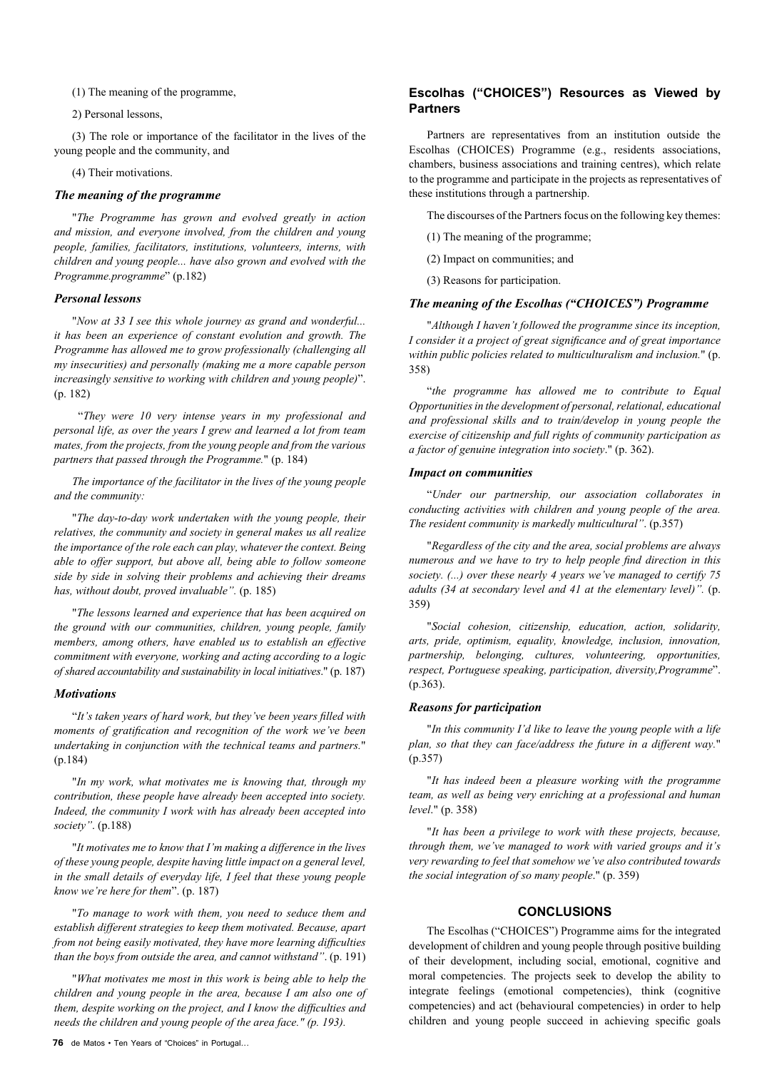(1) The meaning of the programme,

2) Personal lessons,

(3) The role or importance of the facilitator in the lives of the young people and the community, and

(4) Their motivations.

### *The meaning of the programme*

"*The Programme has grown and evolved greatly in action and mission, and everyone involved, from the children and young people, families, facilitators, institutions, volunteers, interns, with children and young people... have also grown and evolved with the Programme.programme*" (p.182)

### *Personal lessons*

"*Now at 33 I see this whole journey as grand and wonderful... it has been an experience of constant evolution and growth. The Programme has allowed me to grow professionally (challenging all my insecurities) and personally (making me a more capable person increasingly sensitive to working with children and young people)*". (p. 182)

"*They were 10 very intense years in my professional and personal life, as over the years I grew and learned a lot from team mates, from the projects, from the young people and from the various partners that passed through the Programme.*" (p. 184)

*The importance of the facilitator in the lives of the young people and the community:*

"*The day-to-day work undertaken with the young people, their relatives, the community and society in general makes us all realize the importance of the role each can play, whatever the context. Being able to offer support, but above all, being able to follow someone side by side in solving their problems and achieving their dreams has, without doubt, proved invaluable".* (p. 185)

"*The lessons learned and experience that has been acquired on the ground with our communities, children, young people, family members, among others, have enabled us to establish an effective commitment with everyone, working and acting according to a logic of shared accountability and sustainability in local initiatives*." (p. 187)

### *Motivations*

"*It's taken years of hard work, but they've been years filled with moments of gratification and recognition of the work we've been undertaking in conjunction with the technical teams and partners.*" (p.184)

"*In my work, what motivates me is knowing that, through my contribution, these people have already been accepted into society. Indeed, the community I work with has already been accepted into society"*. (p.188)

"*It motivates me to know that I'm making a difference in the lives of these young people, despite having little impact on a general level, in the small details of everyday life, I feel that these young people know we're here for them*". (p. 187)

"*To manage to work with them, you need to seduce them and establish different strategies to keep them motivated. Because, apart from not being easily motivated, they have more learning difficulties than the boys from outside the area, and cannot withstand"*. (p. 191)

"*What motivates me most in this work is being able to help the children and young people in the area, because I am also one of them, despite working on the project, and I know the difficulties and needs the children and young people of the area face." (p. 193).*

## Escolhas ("CHOICES") Resources as Viewed by Partners

Partners are representatives from an institution outside the Escolhas (CHOICES) Programme (e.g., residents associations, chambers, business associations and training centres), which relate to the programme and participate in the projects as representatives of these institutions through a partnership.

The discourses of the Partners focus on the following key themes:

(1) The meaning of the programme;

(2) Impact on communities; and

(3) Reasons for participation.

### *The meaning of the Escolhas ("CHOICES") Programme*

"*Although I haven't followed the programme since its inception, I consider it a project of great significance and of great importance within public policies related to multiculturalism and inclusion.*" (p. 358)

"*the programme has allowed me to contribute to Equal Opportunities in the development of personal, relational, educational and professional skills and to train/develop in young people the exercise of citizenship and full rights of community participation as a factor of genuine integration into society*." (p. 362).

### *Impact on communities*

"*Under our partnership, our association collaborates in conducting activities with children and young people of the area. The resident community is markedly multicultural"*. (p.357)

"*Regardless of the city and the area, social problems are always numerous and we have to try to help people find direction in this society. (...) over these nearly 4 years we've managed to certify 75 adults (34 at secondary level and 41 at the elementary level)".* (p. 359)

"*Social cohesion, citizenship, education, action, solidarity, arts, pride, optimism, equality, knowledge, inclusion, innovation, partnership, belonging, cultures, volunteering, opportunities, respect, Portuguese speaking, participation, diversity,Programme*". (p.363).

### *Reasons for participation*

"*In this community I'd like to leave the young people with a life plan, so that they can face/address the future in a different way.*" (p.357)

"*It has indeed been a pleasure working with the programme team, as well as being very enriching at a professional and human level*." (p. 358)

"*It has been a privilege to work with these projects, because, through them, we've managed to work with varied groups and it's very rewarding to feel that somehow we've also contributed towards the social integration of so many people*." (p. 359)

## CONCLUSIONS

The Escolhas ("CHOICES") Programme aims for the integrated development of children and young people through positive building of their development, including social, emotional, cognitive and moral competencies. The projects seek to develop the ability to integrate feelings (emotional competencies), think (cognitive competencies) and act (behavioural competencies) in order to help children and young people succeed in achieving specific goals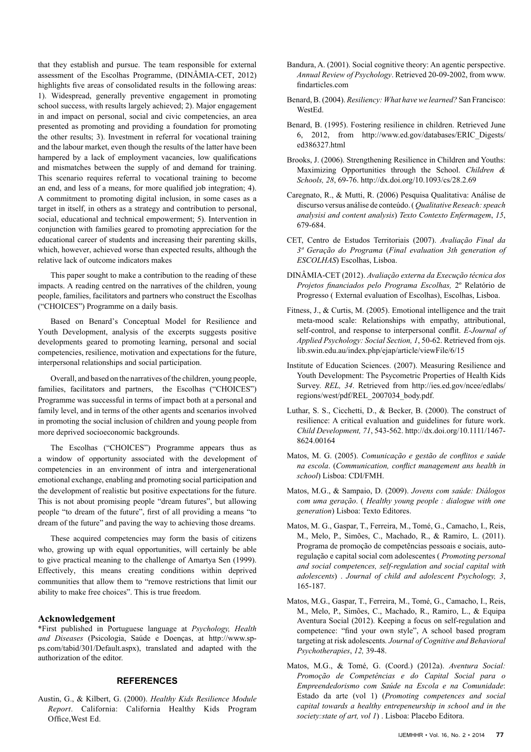that they establish and pursue. The team responsible for external assessment of the Escolhas Programme, (DINÂMIA-CET, 2012) highlights five areas of consolidated results in the following areas: 1). Widespread, generally preventive engagement in promoting school success, with results largely achieved; 2). Major engagement in and impact on personal, social and civic competencies, an area presented as promoting and providing a foundation for promoting the other results; 3). Investment in referral for vocational training and the labour market, even though the results of the latter have been hampered by a lack of employment vacancies, low qualifications and mismatches between the supply of and demand for training. This scenario requires referral to vocational training to become an end, and less of a means, for more qualified job integration; 4). A commitment to promoting digital inclusion, in some cases as a target in itself, in others as a strategy and contribution to personal, social, educational and technical empowerment; 5). Intervention in conjunction with families geared to promoting appreciation for the educational career of students and increasing their parenting skills, which, however, achieved worse than expected results, although the relative lack of outcome indicators makes

This paper sought to make a contribution to the reading of these impacts. A reading centred on the narratives of the children, young people, families, facilitators and partners who construct the Escolhas ("CHOICES") Programme on a daily basis.

Based on Benard's Conceptual Model for Resilience and Youth Development, analysis of the excerpts suggests positive developments geared to promoting learning, personal and social competencies, resilience, motivation and expectations for the future, interpersonal relationships and social participation.

Overall, and based on the narratives of the children, young people, families, facilitators and partners, the Escolhas ("CHOICES") Programme was successful in terms of impact both at a personal and family level, and in terms of the other agents and scenarios involved in promoting the social inclusion of children and young people from more deprived socioeconomic backgrounds.

The Escolhas ("CHOICES") Programme appears thus as a window of opportunity associated with the development of competencies in an environment of intra and intergenerational emotional exchange, enabling and promoting social participation and the development of realistic but positive expectations for the future. This is not about promising people "dream futures", but allowing people "to dream of the future", first of all providing a means "to dream of the future" and paving the way to achieving those dreams.

These acquired competencies may form the basis of citizens who, growing up with equal opportunities, will certainly be able to give practical meaning to the challenge of Amartya Sen (1999). Effectively, this means creating conditions within deprived communities that allow them to "remove restrictions that limit our ability to make free choices". This is true freedom.

## Acknowledgement

*First published in Portuguese language at *Psychology, Health and Diseases* (Psicologia, Saúde e Doenças, at http://www.sp-ps.com/tabid/301/Default.aspx), translated and adapted with the authorization of the editor.

## REFERENCES

Austin, G., & Kilbert, G. (2000). *Healthy Kids Resilience Module Report*. California: California Healthy Kids Program Office,West Ed.

Bandura, A. (2001). Social cognitive theory: An agentic perspective. *Annual Review of Psychology*. Retrieved 20-09-2002, from www.findarticles.com

Benard, B. (2004). *Resiliency: What have we learned?* San Francisco: WestEd.

Benard, B. (1995). Fostering resilience in children. Retrieved June 6, 2012, from http://www.ed.gov/databases/ERIC_Digests/ed386327.html

Brooks, J. (2006). Strengthening Resilience in Children and Youths: Maximizing Opportunities through the School. *Children & Schools, 28*, 69-76. http://dx.doi.org/10.1093/cs/28.2.69

Caregnato, R., & Mutti, R. (2006) Pesquisa Qualitativa: Análise de discurso versus análise de conteúdo. ( *Qualitative Reseach: speach analysisi and content analysis*) *Texto Contexto Enfermagem*, *15*, 679-684.

CET, Centro de Estudos Territoriais (2007). *Avaliação Final da 3ª Geração do Programa* (*Final evaluation 3th generation of ESCOLHAS*) Escolhas, Lisboa.

DINÂMIA-CET (2012). *Avaliação externa da Execução técnica dos Projetos financiados pelo Programa Escolhas,* 2º Relatório de Progresso ( External evaluation of Escolhas), Escolhas, Lisboa.

Fitness, J., & Curtis, M. (2005). Emotional intelligence and the trait meta-mood scale: Relationships with empathy, attributional, self-control, and response to interpersonal conflit. *E-Journal of Applied Psychology: Social Section, 1*, 50-62. Retrieved from ojs.lib.swin.edu.au/index.php/ejap/article/viewFile/6/15

Institute of Education Sciences. (2007). Measuring Resilience and Youth Development: The Psycometric Properties of Health Kids Survey. *REL, 34*. Retrieved from http://ies.ed.gov/ncee/edlabs/regions/west/pdf/REL_2007034_body.pdf.

Luthar, S. S., Cicchetti, D., & Becker, B. (2000). The construct of resilience: A critical evaluation and guidelines for future work. *Child Development, 71*, 543-562. http://dx.doi.org/10.1111/1467-8624.00164

Matos, M. G. (2005). *Comunicação e gestão de conflitos e saúde na escola*. (*Communication, conflict management ans health in school*) Lisboa: CDI/FMH.

Matos, M.G., & Sampaio, D. (2009). *Jovens com saúde: Diálogos com uma geração*. ( *Healthy young people : dialogue with one generation*) Lisboa: Texto Editores.

Matos, M. G., Gaspar, T., Ferreira, M., Tomé, G., Camacho, I., Reis, M., Melo, P., Simões, C., Machado, R., & Ramiro, L. (2011). Programa de promoção de competências pessoais e sociais, auto-regulação e capital social com adolescentes ( *Promoting personal and social competences, self-regulation and social capital with adolescents*) . *Journal of child and adolescent Psychology, 3*, 165-187.

Matos, M.G., Gaspar, T., Ferreira, M., Tomé, G., Camacho, I., Reis, M., Melo, P., Simões, C., Machado, R., Ramiro, L., & Equipa Aventura Social (2012). Keeping a focus on self-regulation and competence: "find your own style", A school based program targeting at risk adolescents*. Journal of Cognitive and Behavioral Psychotherapies*, *12,* 39-48.

Matos, M.G., & Tomé, G. (Coord.) (2012a). *Aventura Social: Promoção de Competências e do Capital Social para o Empreendedorismo com Saúde na Escola e na Comunidade*: Estado da arte (vol 1) (*Promoting competences and social capital towards a healthy entrepeneurship in school and in the society:state of art, vol 1*) . Lisboa: Placebo Editora.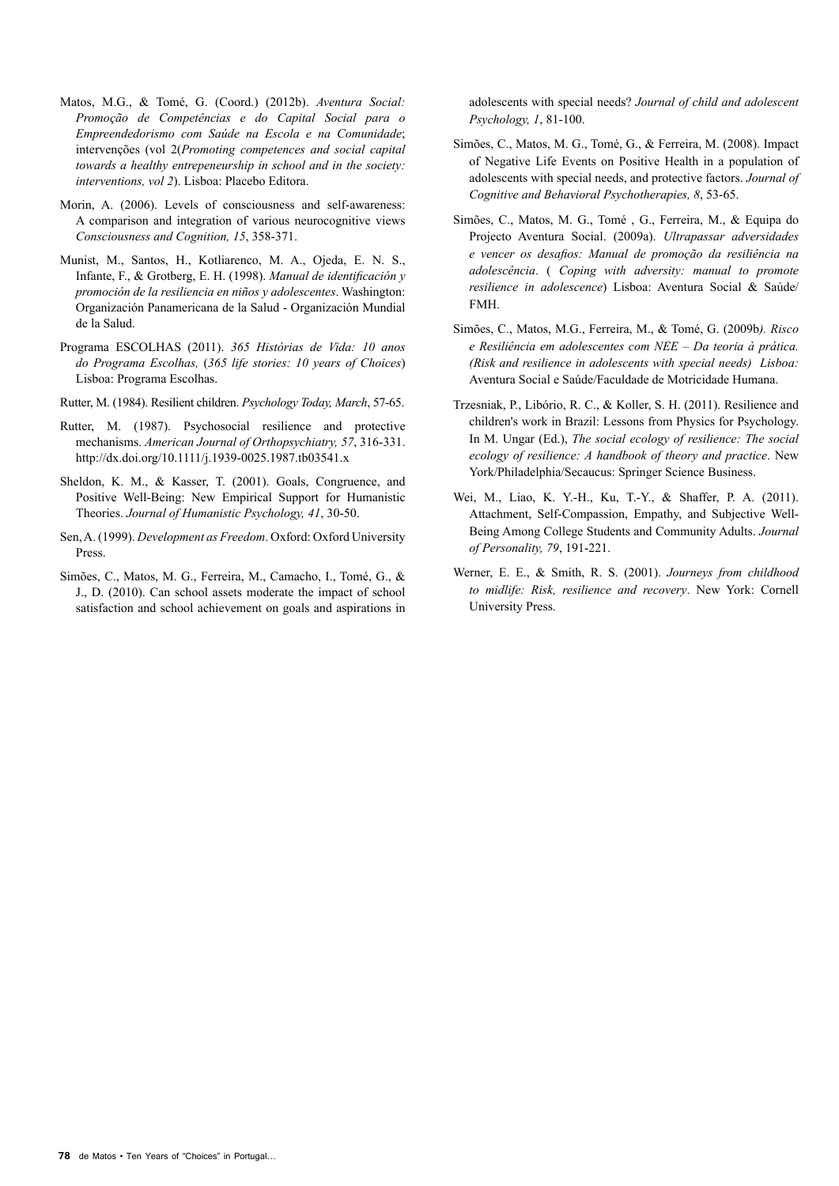Matos, M.G., & Tomé, G. (Coord.) (2012b). *Aventura Social: Promoção de Competências e do Capital Social para o Empreendedorismo com Saúde na Escola e na Comunidade*; intervenções (vol 2(*Promoting competences and social capital towards a healthy entrepeneurship in school and in the society: interventions, vol 2*). Lisboa: Placebo Editora.

Morin, A. (2006). Levels of consciousness and self-awareness: A comparison and integration of various neurocognitive views *Consciousness and Cognition, 15*, 358-371.

Munist, M., Santos, H., Kotliarenco, M. A., Ojeda, E. N. S., Infante, F., & Grotberg, E. H. (1998). *Manual de identificación y promoción de la resiliencia en niños y adolescentes*. Washington: Organización Panamericana de la Salud - Organización Mundial de la Salud.

Programa ESCOLHAS (2011). *365 Histórias de Vida: 10 anos do Programa Escolhas,* (*365 life stories: 10 years of Choices*) Lisboa: Programa Escolhas.

Rutter, M. (1984). Resilient children. *Psychology Today, March*, 57-65.

Rutter, M. (1987). Psychosocial resilience and protective mechanisms. *American Journal of Orthopsychiatry, 57*, 316-331. http://dx.doi.org/10.1111/j.1939-0025.1987.tb03541.x

Sheldon, K. M., & Kasser, T. (2001). Goals, Congruence, and Positive Well-Being: New Empirical Support for Humanistic Theories. *Journal of Humanistic Psychology, 41*, 30-50.

Sen, A. (1999). *Development as Freedom*. Oxford: Oxford University Press.

Simões, C., Matos, M. G., Ferreira, M., Camacho, I., Tomé, G., & J., D. (2010). Can school assets moderate the impact of school satisfaction and school achievement on goals and aspirations in adolescents with special needs? *Journal of child and adolescent Psychology, 1*, 81-100.

Simões, C., Matos, M. G., Tomé, G., & Ferreira, M. (2008). Impact of Negative Life Events on Positive Health in a population of adolescents with special needs, and protective factors. *Journal of Cognitive and Behavioral Psychotherapies, 8*, 53-65.

Simões, C., Matos, M. G., Tomé , G., Ferreira, M., & Equipa do Projecto Aventura Social. (2009a). *Ultrapassar adversidades e vencer os desafios: Manual de promoção da resiliência na adolescência*. ( *Coping with adversity: manual to promote resilience in adolescence*) Lisboa: Aventura Social & Saúde/ FMH.

Simões, C., Matos, M.G., Ferreira, M., & Tomé, G. (2009b*). Risco e Resiliência em adolescentes com NEE – Da teoria à prática. (Risk and resilience in adolescents with special needs) Lisboa:* Aventura Social e Saúde/Faculdade de Motricidade Humana.

Trzesniak, P., Libório, R. C., & Koller, S. H. (2011). Resilience and children's work in Brazil: Lessons from Physics for Psychology. In M. Ungar (Ed.), *The social ecology of resilience: The social ecology of resilience: A handbook of theory and practice*. New York/Philadelphia/Secaucus: Springer Science Business.

Wei, M., Liao, K. Y.-H., Ku, T.-Y., & Shaffer, P. A. (2011). Attachment, Self-Compassion, Empathy, and Subjective Well-Being Among College Students and Community Adults. *Journal of Personality, 79*, 191-221.

Werner, E. E., & Smith, R. S. (2001). *Journeys from childhood to midlife: Risk, resilience and recovery*. New York: Cornell University Press.